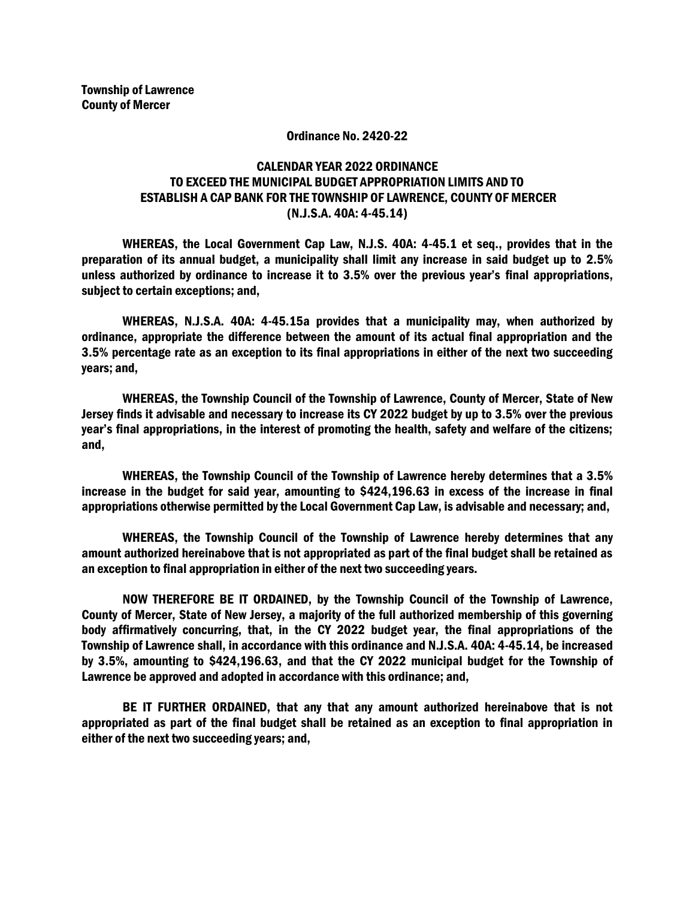**Township of Lawrence**
**County of Mercer**

**Ordinance No. 2420-22**

**CALENDAR YEAR 2022 ORDINANCE TO EXCEED THE MUNICIPAL BUDGET APPROPRIATION LIMITS AND TO ESTABLISH A CAP BANK FOR THE TOWNSHIP OF LAWRENCE, COUNTY OF MERCER (N.J.S.A. 40A: 4-45.14)**

WHEREAS, the Local Government Cap Law, N.J.S. 40A: 4-45.1 et seq., provides that in the preparation of its annual budget, a municipality shall limit any increase in said budget up to 2.5% unless authorized by ordinance to increase it to 3.5% over the previous year's final appropriations, subject to certain exceptions; and,

WHEREAS, N.J.S.A. 40A: 4-45.15a provides that a municipality may, when authorized by ordinance, appropriate the difference between the amount of its actual final appropriation and the 3.5% percentage rate as an exception to its final appropriations in either of the next two succeeding years; and,

WHEREAS, the Township Council of the Township of Lawrence, County of Mercer, State of New Jersey finds it advisable and necessary to increase its CY 2022 budget by up to 3.5% over the previous year's final appropriations, in the interest of promoting the health, safety and welfare of the citizens; and,

WHEREAS, the Township Council of the Township of Lawrence hereby determines that a 3.5% increase in the budget for said year, amounting to $424,196.63 in excess of the increase in final appropriations otherwise permitted by the Local Government Cap Law, is advisable and necessary; and,

WHEREAS, the Township Council of the Township of Lawrence hereby determines that any amount authorized hereinabove that is not appropriated as part of the final budget shall be retained as an exception to final appropriation in either of the next two succeeding years.

NOW THEREFORE BE IT ORDAINED, by the Township Council of the Township of Lawrence, County of Mercer, State of New Jersey, a majority of the full authorized membership of this governing body affirmatively concurring, that, in the CY 2022 budget year, the final appropriations of the Township of Lawrence shall, in accordance with this ordinance and N.J.S.A. 40A: 4-45.14, be increased by 3.5%, amounting to $424,196.63, and that the CY 2022 municipal budget for the Township of Lawrence be approved and adopted in accordance with this ordinance; and,

BE IT FURTHER ORDAINED, that any that any amount authorized hereinabove that is not appropriated as part of the final budget shall be retained as an exception to final appropriation in either of the next two succeeding years; and,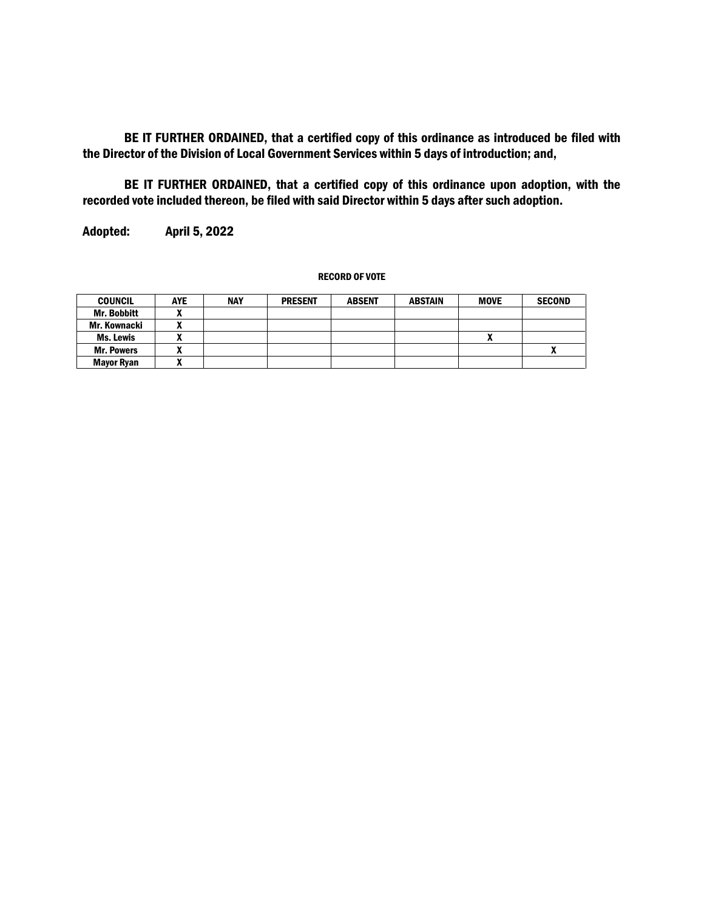**BE IT FURTHER ORDAINED, that a certified copy of this ordinance as introduced be filed with the Director of the Division of Local Government Services within 5 days of introduction; and,**

**BE IT FURTHER ORDAINED, that a certified copy of this ordinance upon adoption, with the recorded vote included thereon, be filed with said Director within 5 days after such adoption.**

**Adopted: April 5, 2022**

**RECORD OF VOTE**

| COUNCIL | AYE | NAY | PRESENT | ABSENT | ABSTAIN | MOVE | SECOND |
|---|---|---|---|---|---|---|---|
| Mr. Bobbitt | X | | | | | | |
| Mr. Kownacki | X | | | | | | |
| Ms. Lewis | X | | | | | X | |
| Mr. Powers | X | | | | | | X |
| Mayor Ryan | X | | | | | | |